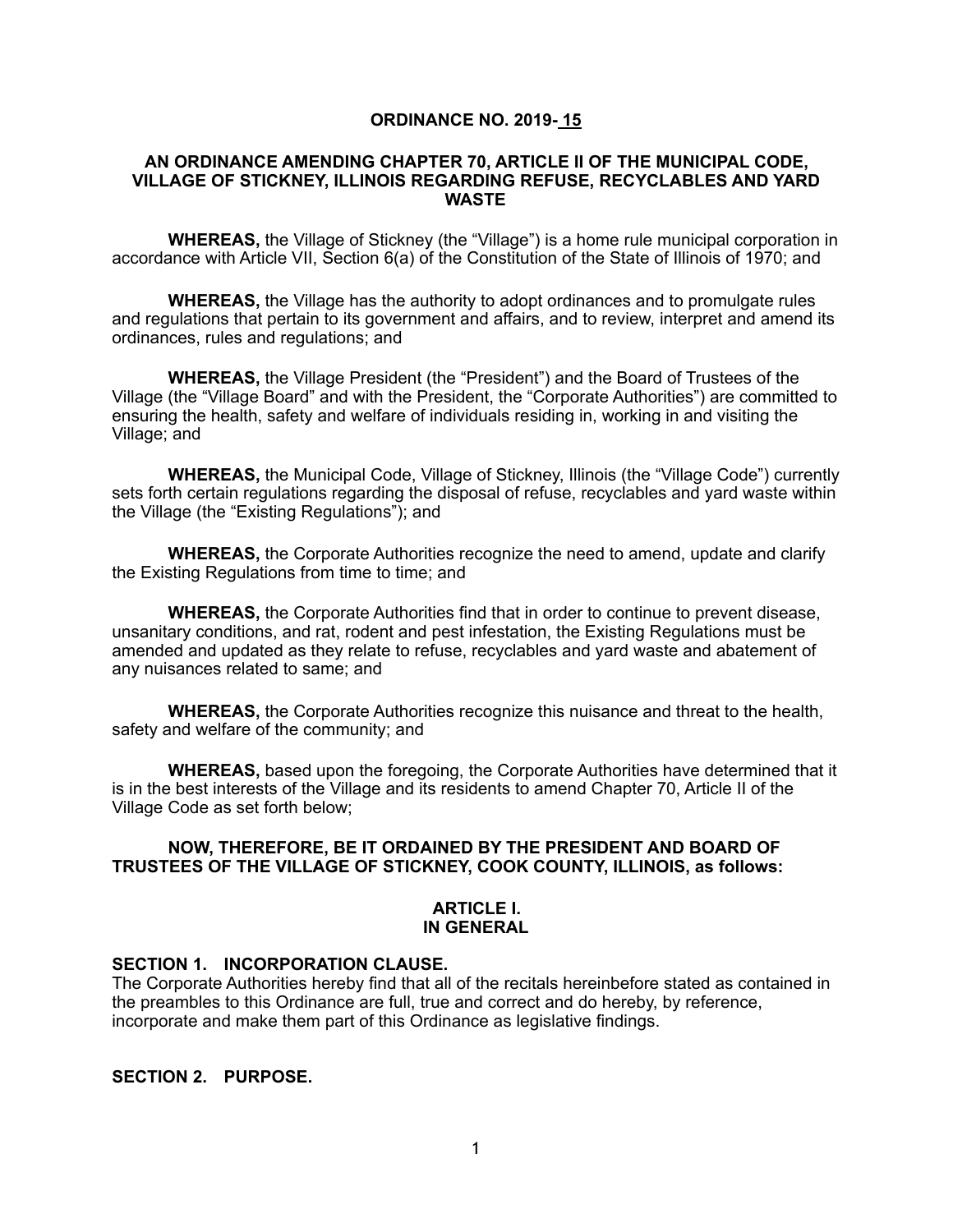# ORDINANCE NO. 2019- 15

## AN ORDINANCE AMENDING CHAPTER 70, ARTICLE II OF THE MUNICIPAL CODE, VILLAGE OF STICKNEY, ILLINOIS REGARDING REFUSE, RECYCLABLES AND YARD WASTE

**WHEREAS,** the Village of Stickney (the "Village") is a home rule municipal corporation in accordance with Article VII, Section 6(a) of the Constitution of the State of Illinois of 1970; and

**WHEREAS,** the Village has the authority to adopt ordinances and to promulgate rules and regulations that pertain to its government and affairs, and to review, interpret and amend its ordinances, rules and regulations; and

**WHEREAS,** the Village President (the "President") and the Board of Trustees of the Village (the "Village Board" and with the President, the "Corporate Authorities") are committed to ensuring the health, safety and welfare of individuals residing in, working in and visiting the Village; and

**WHEREAS,** the Municipal Code, Village of Stickney, Illinois (the "Village Code") currently sets forth certain regulations regarding the disposal of refuse, recyclables and yard waste within the Village (the "Existing Regulations"); and

**WHEREAS,** the Corporate Authorities recognize the need to amend, update and clarify the Existing Regulations from time to time; and

**WHEREAS,** the Corporate Authorities find that in order to continue to prevent disease, unsanitary conditions, and rat, rodent and pest infestation, the Existing Regulations must be amended and updated as they relate to refuse, recyclables and yard waste and abatement of any nuisances related to same; and

**WHEREAS,** the Corporate Authorities recognize this nuisance and threat to the health, safety and welfare of the community; and

**WHEREAS,** based upon the foregoing, the Corporate Authorities have determined that it is in the best interests of the Village and its residents to amend Chapter 70, Article II of the Village Code as set forth below;

**NOW, THEREFORE, BE IT ORDAINED BY THE PRESIDENT AND BOARD OF TRUSTEES OF THE VILLAGE OF STICKNEY, COOK COUNTY, ILLINOIS, as follows:**

## ARTICLE I.
## IN GENERAL

### SECTION 1. INCORPORATION CLAUSE.

The Corporate Authorities hereby find that all of the recitals hereinbefore stated as contained in the preambles to this Ordinance are full, true and correct and do hereby, by reference, incorporate and make them part of this Ordinance as legislative findings.

### SECTION 2. PURPOSE.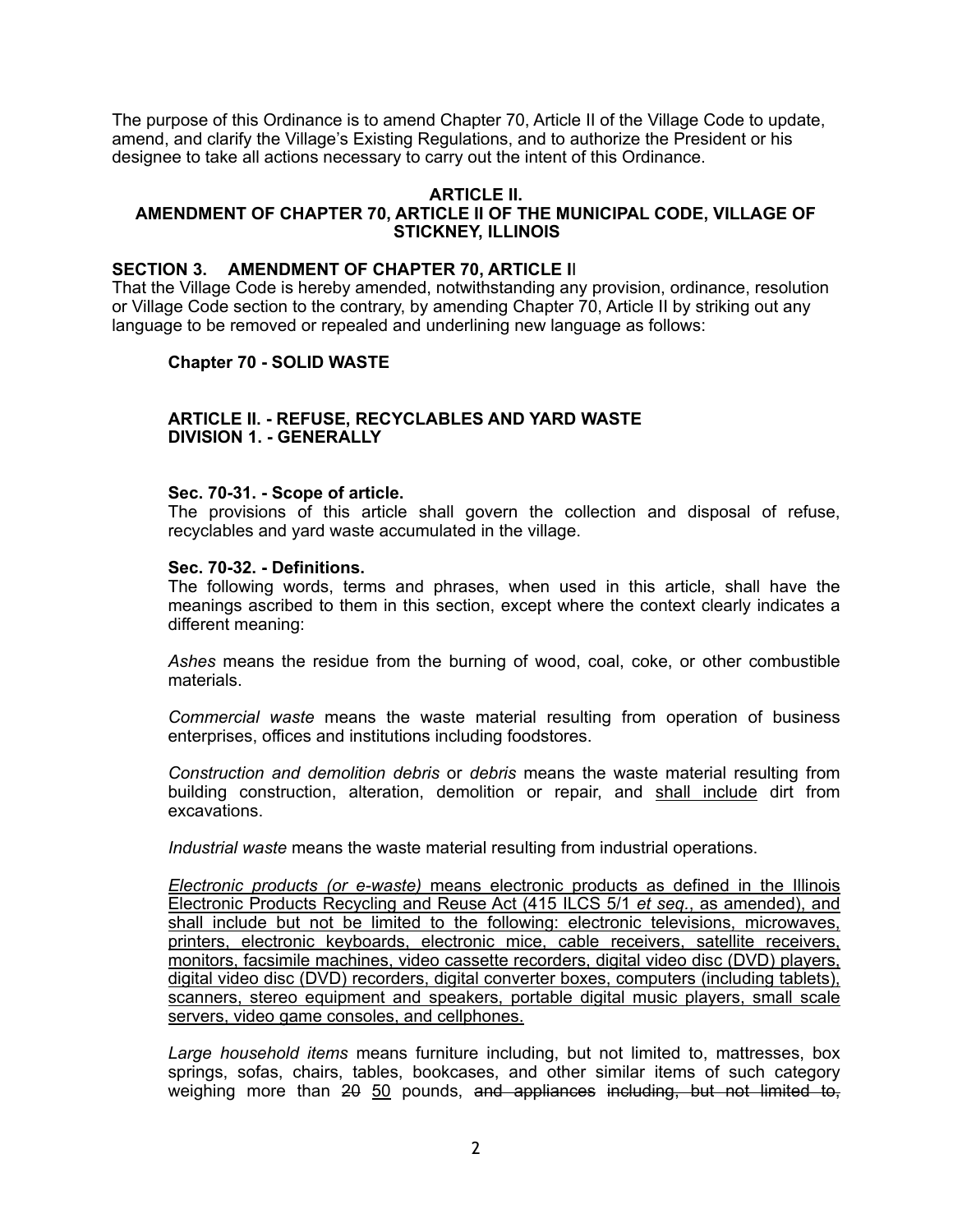The purpose of this Ordinance is to amend Chapter 70, Article II of the Village Code to update, amend, and clarify the Village's Existing Regulations, and to authorize the President or his designee to take all actions necessary to carry out the intent of this Ordinance.

**ARTICLE II.**
**AMENDMENT OF CHAPTER 70, ARTICLE II OF THE MUNICIPAL CODE, VILLAGE OF STICKNEY, ILLINOIS**

**SECTION 3. AMENDMENT OF CHAPTER 70, ARTICLE II**

That the Village Code is hereby amended, notwithstanding any provision, ordinance, resolution or Village Code section to the contrary, by amending Chapter 70, Article II by striking out any language to be removed or repealed and underlining new language as follows:

**Chapter 70 - SOLID WASTE**

**ARTICLE II. - REFUSE, RECYCLABLES AND YARD WASTE**
**DIVISION 1. - GENERALLY**

**Sec. 70-31. - Scope of article.**

The provisions of this article shall govern the collection and disposal of refuse, recyclables and yard waste accumulated in the village.

**Sec. 70-32. - Definitions.**

The following words, terms and phrases, when used in this article, shall have the meanings ascribed to them in this section, except where the context clearly indicates a different meaning:

*Ashes* means the residue from the burning of wood, coal, coke, or other combustible materials.

*Commercial waste* means the waste material resulting from operation of business enterprises, offices and institutions including foodstores.

*Construction and demolition debris* or *debris* means the waste material resulting from building construction, alteration, demolition or repair, and <u>shall include</u> dirt from excavations.

*Industrial waste* means the waste material resulting from industrial operations.

<u>*Electronic products (or e-waste)* means electronic products as defined in the Illinois Electronic Products Recycling and Reuse Act (415 ILCS 5/1 *et seq*., as amended), and shall include but not be limited to the following: electronic televisions, microwaves, printers, electronic keyboards, electronic mice, cable receivers, satellite receivers, monitors, facsimile machines, video cassette recorders, digital video disc (DVD) players, digital video disc (DVD) recorders, digital converter boxes, computers (including tablets), scanners, stereo equipment and speakers, portable digital music players, small scale servers, video game consoles, and cellphones.</u>

*Large household items* means furniture including, but not limited to, mattresses, box springs, sofas, chairs, tables, bookcases, and other similar items of such category weighing more than ~~20~~ <u>50</u> pounds, ~~and appliances including, but not limited to,~~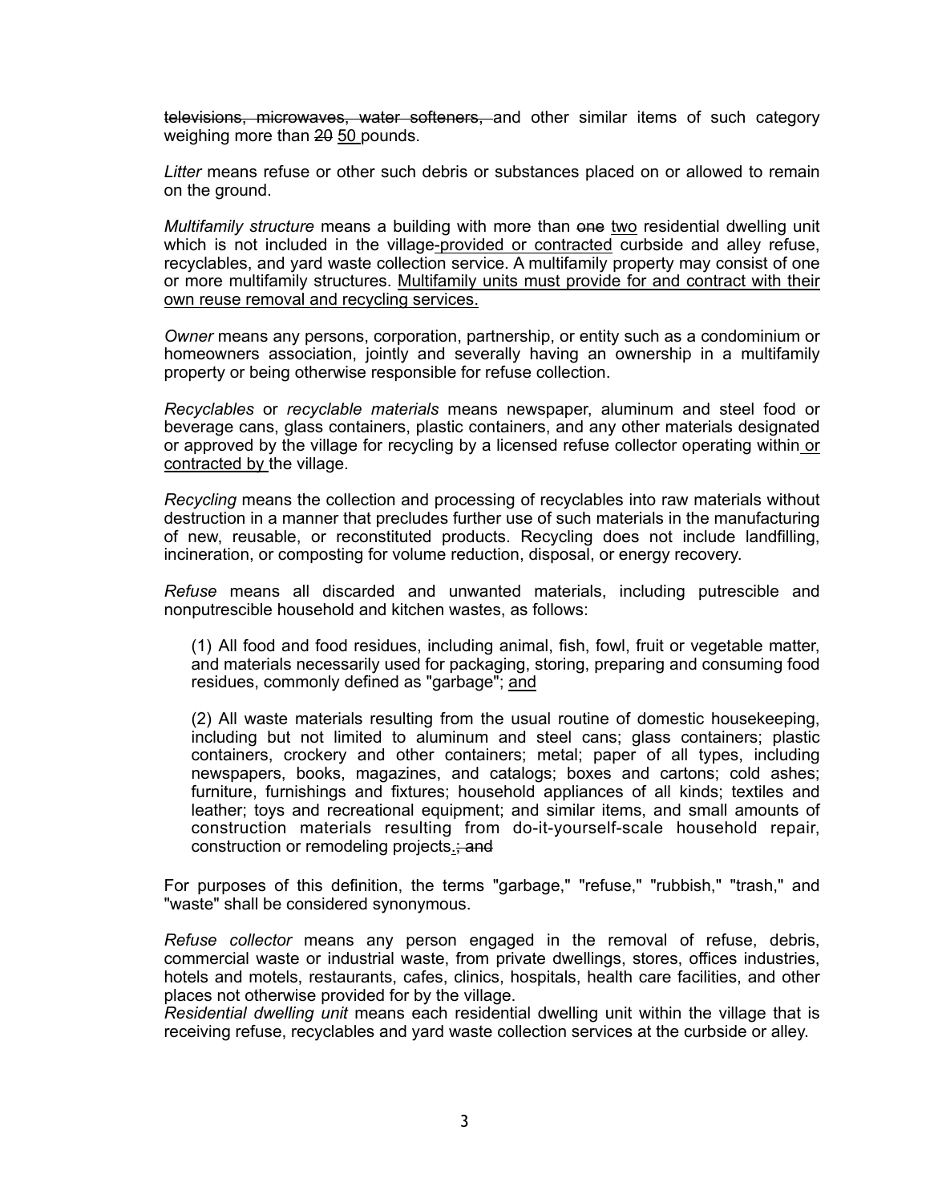~~televisions, microwaves, water softeners,~~ and other similar items of such category weighing more than ~~20~~ <u>50</u> pounds.

*Litter* means refuse or other such debris or substances placed on or allowed to remain on the ground.

*Multifamily structure* means a building with more than ~~one~~ <u>two</u> residential dwelling unit which is not included in the village<u>-provided or contracted</u> curbside and alley refuse, recyclables, and yard waste collection service. A multifamily property may consist of one or more multifamily structures. <u>Multifamily units must provide for and contract with their own reuse removal and recycling services.</u>

*Owner* means any persons, corporation, partnership, or entity such as a condominium or homeowners association, jointly and severally having an ownership in a multifamily property or being otherwise responsible for refuse collection.

*Recyclables* or *recyclable materials* means newspaper, aluminum and steel food or beverage cans, glass containers, plastic containers, and any other materials designated or approved by the village for recycling by a licensed refuse collector operating within <u>or contracted by</u> the village.

*Recycling* means the collection and processing of recyclables into raw materials without destruction in a manner that precludes further use of such materials in the manufacturing of new, reusable, or reconstituted products. Recycling does not include landfilling, incineration, or composting for volume reduction, disposal, or energy recovery.

*Refuse* means all discarded and unwanted materials, including putrescible and nonputrescible household and kitchen wastes, as follows:

> (1) All food and food residues, including animal, fish, fowl, fruit or vegetable matter, and materials necessarily used for packaging, storing, preparing and consuming food residues, commonly defined as "garbage"; <u>and</u>
>
> (2) All waste materials resulting from the usual routine of domestic housekeeping, including but not limited to aluminum and steel cans; glass containers; plastic containers, crockery and other containers; metal; paper of all types, including newspapers, books, magazines, and catalogs; boxes and cartons; cold ashes; furniture, furnishings and fixtures; household appliances of all kinds; textiles and leather; toys and recreational equipment; and similar items, and small amounts of construction materials resulting from do-it-yourself-scale household repair, construction or remodeling projects<u>.</u>~~; and~~

For purposes of this definition, the terms "garbage," "refuse," "rubbish," "trash," and "waste" shall be considered synonymous.

*Refuse collector* means any person engaged in the removal of refuse, debris, commercial waste or industrial waste, from private dwellings, stores, offices industries, hotels and motels, restaurants, cafes, clinics, hospitals, health care facilities, and other places not otherwise provided for by the village.

*Residential dwelling unit* means each residential dwelling unit within the village that is receiving refuse, recyclables and yard waste collection services at the curbside or alley.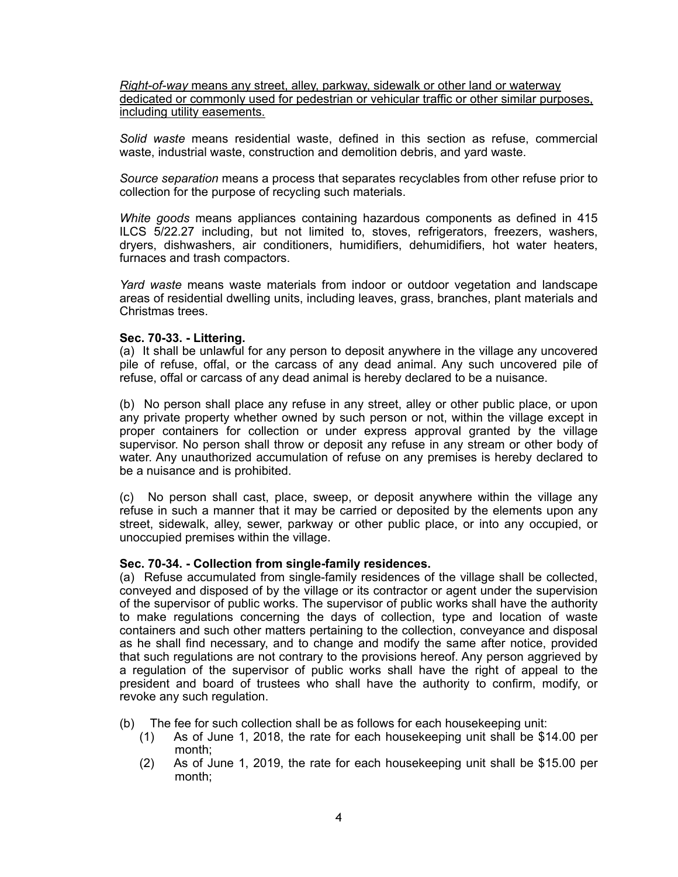<u>*Right-of-way* means any street, alley, parkway, sidewalk or other land or waterway dedicated or commonly used for pedestrian or vehicular traffic or other similar purposes, including utility easements.</u>

*Solid waste* means residential waste, defined in this section as refuse, commercial waste, industrial waste, construction and demolition debris, and yard waste.

*Source separation* means a process that separates recyclables from other refuse prior to collection for the purpose of recycling such materials.

*White goods* means appliances containing hazardous components as defined in 415 ILCS 5/22.27 including, but not limited to, stoves, refrigerators, freezers, washers, dryers, dishwashers, air conditioners, humidifiers, dehumidifiers, hot water heaters, furnaces and trash compactors.

*Yard waste* means waste materials from indoor or outdoor vegetation and landscape areas of residential dwelling units, including leaves, grass, branches, plant materials and Christmas trees.

**Sec. 70-33. - Littering.**

(a) It shall be unlawful for any person to deposit anywhere in the village any uncovered pile of refuse, offal, or the carcass of any dead animal. Any such uncovered pile of refuse, offal or carcass of any dead animal is hereby declared to be a nuisance.

(b) No person shall place any refuse in any street, alley or other public place, or upon any private property whether owned by such person or not, within the village except in proper containers for collection or under express approval granted by the village supervisor. No person shall throw or deposit any refuse in any stream or other body of water. Any unauthorized accumulation of refuse on any premises is hereby declared to be a nuisance and is prohibited.

(c) No person shall cast, place, sweep, or deposit anywhere within the village any refuse in such a manner that it may be carried or deposited by the elements upon any street, sidewalk, alley, sewer, parkway or other public place, or into any occupied, or unoccupied premises within the village.

**Sec. 70-34. - Collection from single-family residences.**

(a) Refuse accumulated from single-family residences of the village shall be collected, conveyed and disposed of by the village or its contractor or agent under the supervision of the supervisor of public works. The supervisor of public works shall have the authority to make regulations concerning the days of collection, type and location of waste containers and such other matters pertaining to the collection, conveyance and disposal as he shall find necessary, and to change and modify the same after notice, provided that such regulations are not contrary to the provisions hereof. Any person aggrieved by a regulation of the supervisor of public works shall have the right of appeal to the president and board of trustees who shall have the authority to confirm, modify, or revoke any such regulation.

(b) The fee for such collection shall be as follows for each housekeeping unit:

(1) As of June 1, 2018, the rate for each housekeeping unit shall be $14.00 per month;

(2) As of June 1, 2019, the rate for each housekeeping unit shall be $15.00 per month;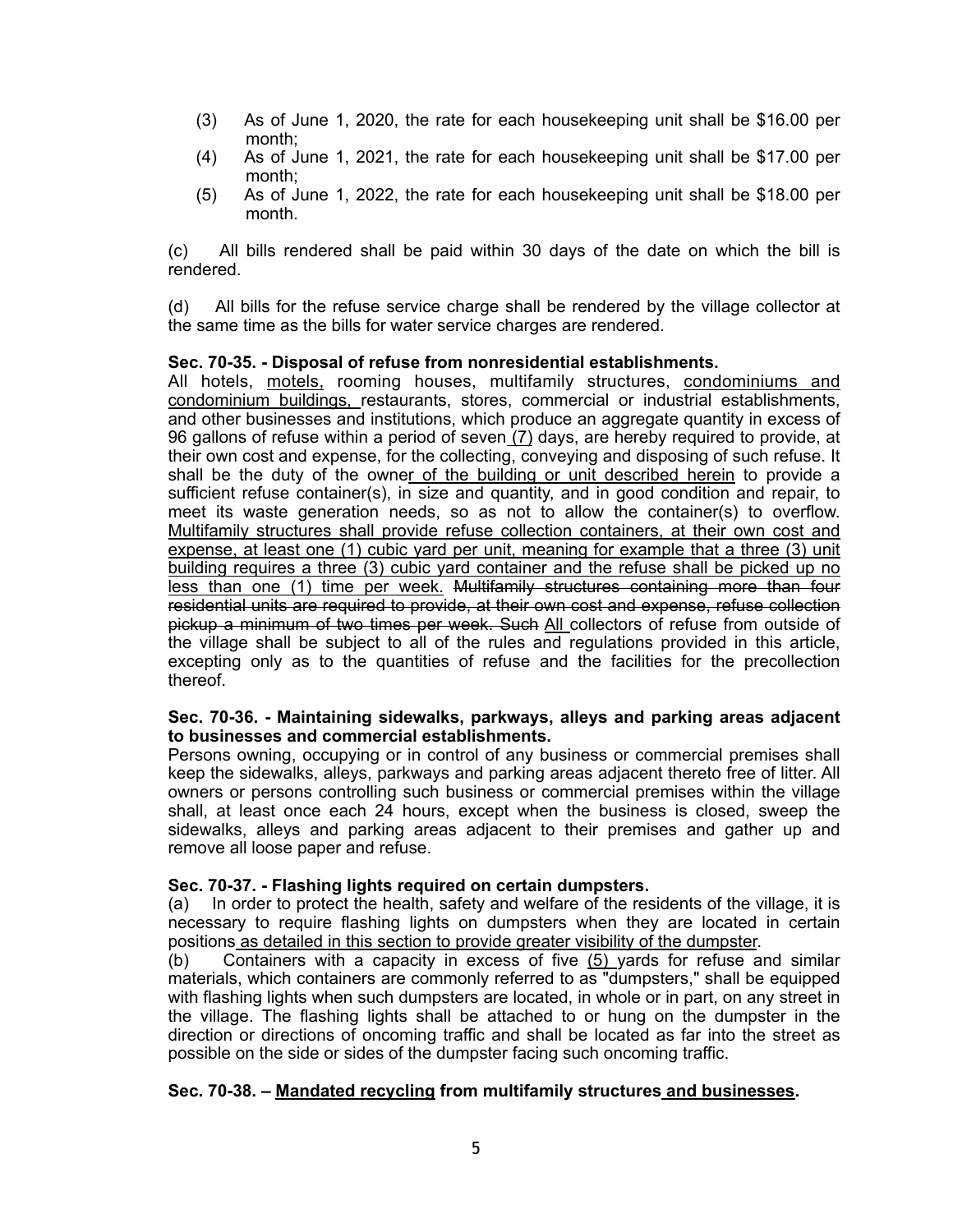(3) As of June 1, 2020, the rate for each housekeeping unit shall be $16.00 per month;

(4) As of June 1, 2021, the rate for each housekeeping unit shall be $17.00 per month;

(5) As of June 1, 2022, the rate for each housekeeping unit shall be $18.00 per month.

(c) All bills rendered shall be paid within 30 days of the date on which the bill is rendered.

(d) All bills for the refuse service charge shall be rendered by the village collector at the same time as the bills for water service charges are rendered.

**Sec. 70-35. - Disposal of refuse from nonresidential establishments.**

All hotels, <u>motels,</u> rooming houses, multifamily structures, <u>condominiums and condominium buildings,</u> restaurants, stores, commercial or industrial establishments, and other businesses and institutions, which produce an aggregate quantity in excess of 96 gallons of refuse within a period of seven <u>(7)</u> days, are hereby required to provide, at their own cost and expense, for the collecting, conveying and disposing of such refuse. It shall be the duty of the owne<u>r of the building or unit described herein</u> to provide a sufficient refuse container(s), in size and quantity, and in good condition and repair, to meet its waste generation needs, so as not to allow the container(s) to overflow. <u>Multifamily structures shall provide refuse collection containers, at their own cost and expense, at least one (1) cubic yard per unit, meaning for example that a three (3) unit building requires a three (3) cubic yard container and the refuse shall be picked up no less than one (1) time per week.</u> ~~Multifamily structures containing more than four residential units are required to provide, at their own cost and expense, refuse collection pickup a minimum of two times per week. Such~~ <u>All</u> collectors of refuse from outside of the village shall be subject to all of the rules and regulations provided in this article, excepting only as to the quantities of refuse and the facilities for the precollection thereof.

**Sec. 70-36. - Maintaining sidewalks, parkways, alleys and parking areas adjacent to businesses and commercial establishments.**

Persons owning, occupying or in control of any business or commercial premises shall keep the sidewalks, alleys, parkways and parking areas adjacent thereto free of litter. All owners or persons controlling such business or commercial premises within the village shall, at least once each 24 hours, except when the business is closed, sweep the sidewalks, alleys and parking areas adjacent to their premises and gather up and remove all loose paper and refuse.

**Sec. 70-37. - Flashing lights required on certain dumpsters.**

(a) In order to protect the health, safety and welfare of the residents of the village, it is necessary to require flashing lights on dumpsters when they are located in certain positions <u>as detailed in this section to provide greater visibility of the dumpster</u>.

(b) Containers with a capacity in excess of five <u>(5)</u> yards for refuse and similar materials, which containers are commonly referred to as "dumpsters," shall be equipped with flashing lights when such dumpsters are located, in whole or in part, on any street in the village. The flashing lights shall be attached to or hung on the dumpster in the direction or directions of oncoming traffic and shall be located as far into the street as possible on the side or sides of the dumpster facing such oncoming traffic.

**Sec. 70-38. – <u>Mandated recycling</u> from multifamily structures <u>and businesses</u>.**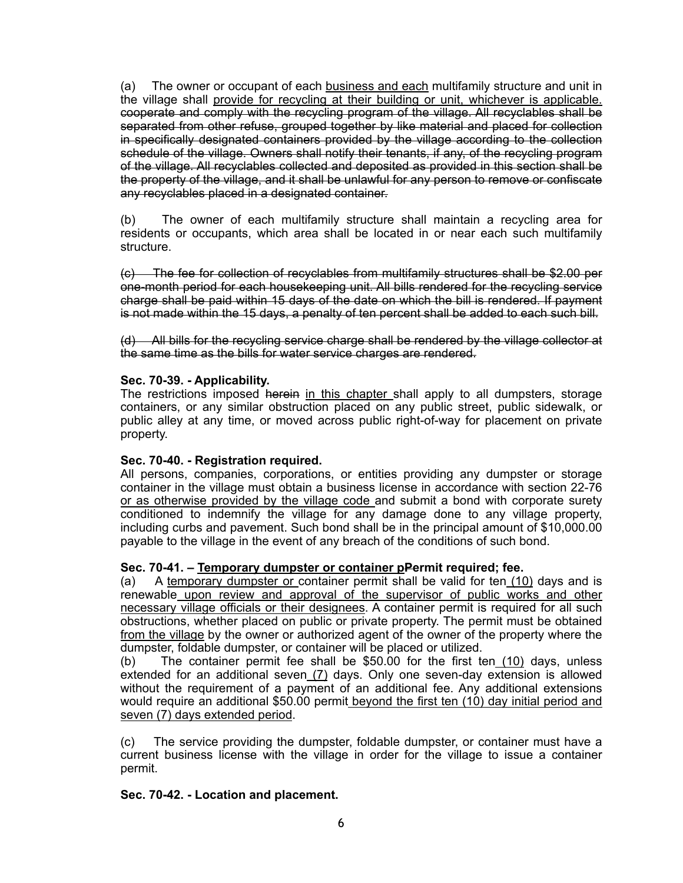(a) The owner or occupant of each <u>business and each</u> multifamily structure and unit in the village shall <u>provide for recycling at their building or unit, whichever is applicable.</u> ~~cooperate and comply with the recycling program of the village. All recyclables shall be separated from other refuse, grouped together by like material and placed for collection in specifically designated containers provided by the village according to the collection schedule of the village. Owners shall notify their tenants, if any, of the recycling program of the village. All recyclables collected and deposited as provided in this section shall be the property of the village, and it shall be unlawful for any person to remove or confiscate any recyclables placed in a designated container.~~

(b) The owner of each multifamily structure shall maintain a recycling area for residents or occupants, which area shall be located in or near each such multifamily structure.

~~(c) The fee for collection of recyclables from multifamily structures shall be $2.00 per one-month period for each housekeeping unit. All bills rendered for the recycling service charge shall be paid within 15 days of the date on which the bill is rendered. If payment is not made within the 15 days, a penalty of ten percent shall be added to each such bill.~~

~~(d) All bills for the recycling service charge shall be rendered by the village collector at the same time as the bills for water service charges are rendered.~~

**Sec. 70-39. - Applicability.**
The restrictions imposed ~~herein~~ <u>in this chapter</u> shall apply to all dumpsters, storage containers, or any similar obstruction placed on any public street, public sidewalk, or public alley at any time, or moved across public right-of-way for placement on private property.

**Sec. 70-40. - Registration required.**
All persons, companies, corporations, or entities providing any dumpster or storage container in the village must obtain a business license in accordance with section 22-76 <u>or as otherwise provided by the village code</u> and submit a bond with corporate surety conditioned to indemnify the village for any damage done to any village property, including curbs and pavement. Such bond shall be in the principal amount of $10,000.00 payable to the village in the event of any breach of the conditions of such bond.

**Sec. 70-41. – <u>Temporary dumpster or container p</u>~~P~~ermit required; fee.**
(a) A <u>temporary dumpster or</u> container permit shall be valid for ten <u>(10)</u> days and is renewable <u>upon review and approval of the supervisor of public works and other necessary village officials or their designees</u>. A container permit is required for all such obstructions, whether placed on public or private property. The permit must be obtained <u>from the village</u> by the owner or authorized agent of the owner of the property where the dumpster, foldable dumpster, or container will be placed or utilized.
(b) The container permit fee shall be $50.00 for the first ten <u>(10)</u> days, unless extended for an additional seven <u>(7)</u> days. Only one seven-day extension is allowed without the requirement of a payment of an additional fee. Any additional extensions would require an additional $50.00 permit <u>beyond the first ten (10) day initial period and seven (7) days extended period</u>.

(c) The service providing the dumpster, foldable dumpster, or container must have a current business license with the village in order for the village to issue a container permit.

**Sec. 70-42. - Location and placement.**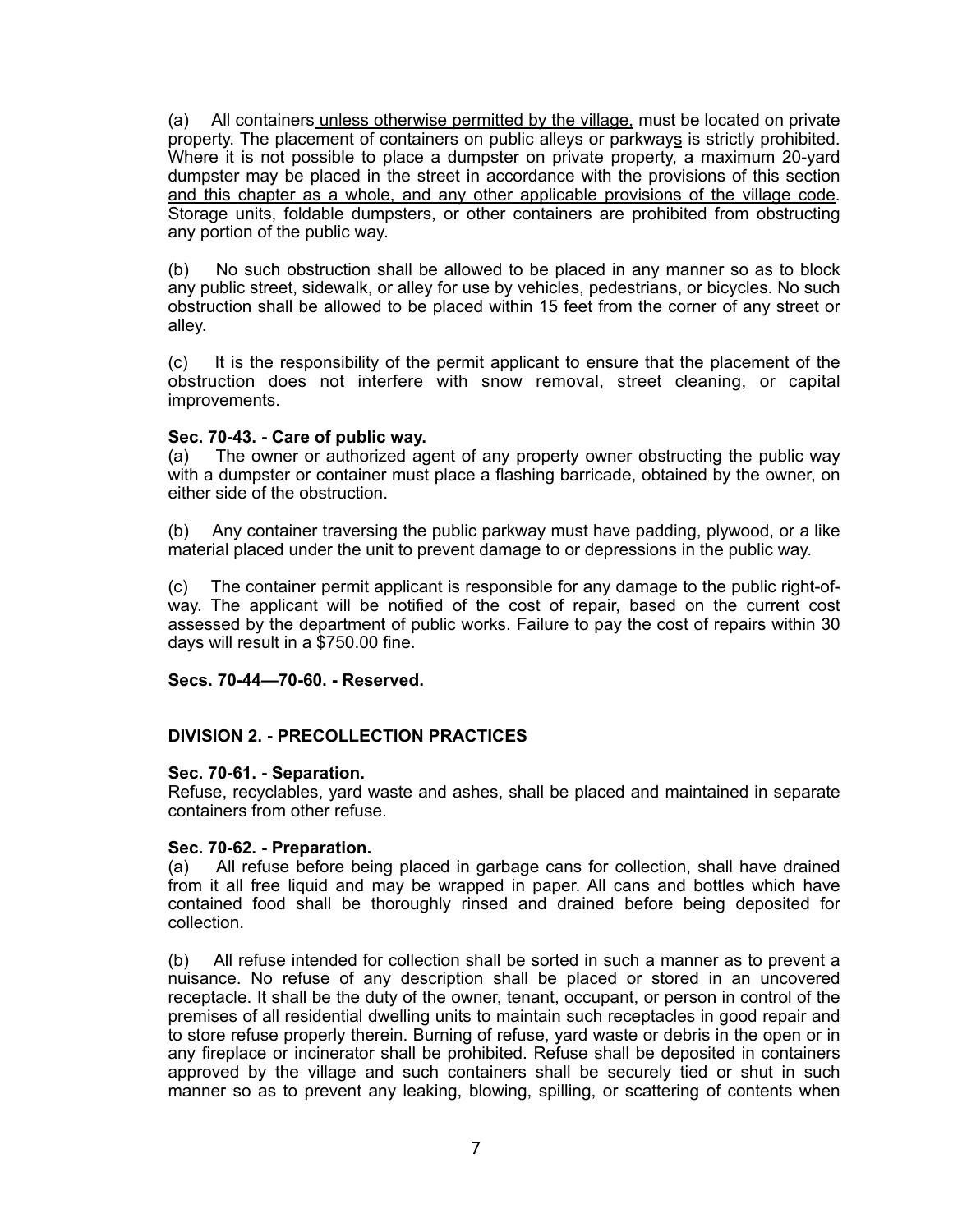(a) All containers unless otherwise permitted by the village, must be located on private property. The placement of containers on public alleys or parkways is strictly prohibited. Where it is not possible to place a dumpster on private property, a maximum 20-yard dumpster may be placed in the street in accordance with the provisions of this section and this chapter as a whole, and any other applicable provisions of the village code. Storage units, foldable dumpsters, or other containers are prohibited from obstructing any portion of the public way.

(b) No such obstruction shall be allowed to be placed in any manner so as to block any public street, sidewalk, or alley for use by vehicles, pedestrians, or bicycles. No such obstruction shall be allowed to be placed within 15 feet from the corner of any street or alley.

(c) It is the responsibility of the permit applicant to ensure that the placement of the obstruction does not interfere with snow removal, street cleaning, or capital improvements.

**Sec. 70-43. - Care of public way.**

(a) The owner or authorized agent of any property owner obstructing the public way with a dumpster or container must place a flashing barricade, obtained by the owner, on either side of the obstruction.

(b) Any container traversing the public parkway must have padding, plywood, or a like material placed under the unit to prevent damage to or depressions in the public way.

(c) The container permit applicant is responsible for any damage to the public right-of-way. The applicant will be notified of the cost of repair, based on the current cost assessed by the department of public works. Failure to pay the cost of repairs within 30 days will result in a $750.00 fine.

**Secs. 70-44—70-60. - Reserved.**

## DIVISION 2. - PRECOLLECTION PRACTICES

**Sec. 70-61. - Separation.**

Refuse, recyclables, yard waste and ashes, shall be placed and maintained in separate containers from other refuse.

**Sec. 70-62. - Preparation.**

(a) All refuse before being placed in garbage cans for collection, shall have drained from it all free liquid and may be wrapped in paper. All cans and bottles which have contained food shall be thoroughly rinsed and drained before being deposited for collection.

(b) All refuse intended for collection shall be sorted in such a manner as to prevent a nuisance. No refuse of any description shall be placed or stored in an uncovered receptacle. It shall be the duty of the owner, tenant, occupant, or person in control of the premises of all residential dwelling units to maintain such receptacles in good repair and to store refuse properly therein. Burning of refuse, yard waste or debris in the open or in any fireplace or incinerator shall be prohibited. Refuse shall be deposited in containers approved by the village and such containers shall be securely tied or shut in such manner so as to prevent any leaking, blowing, spilling, or scattering of contents when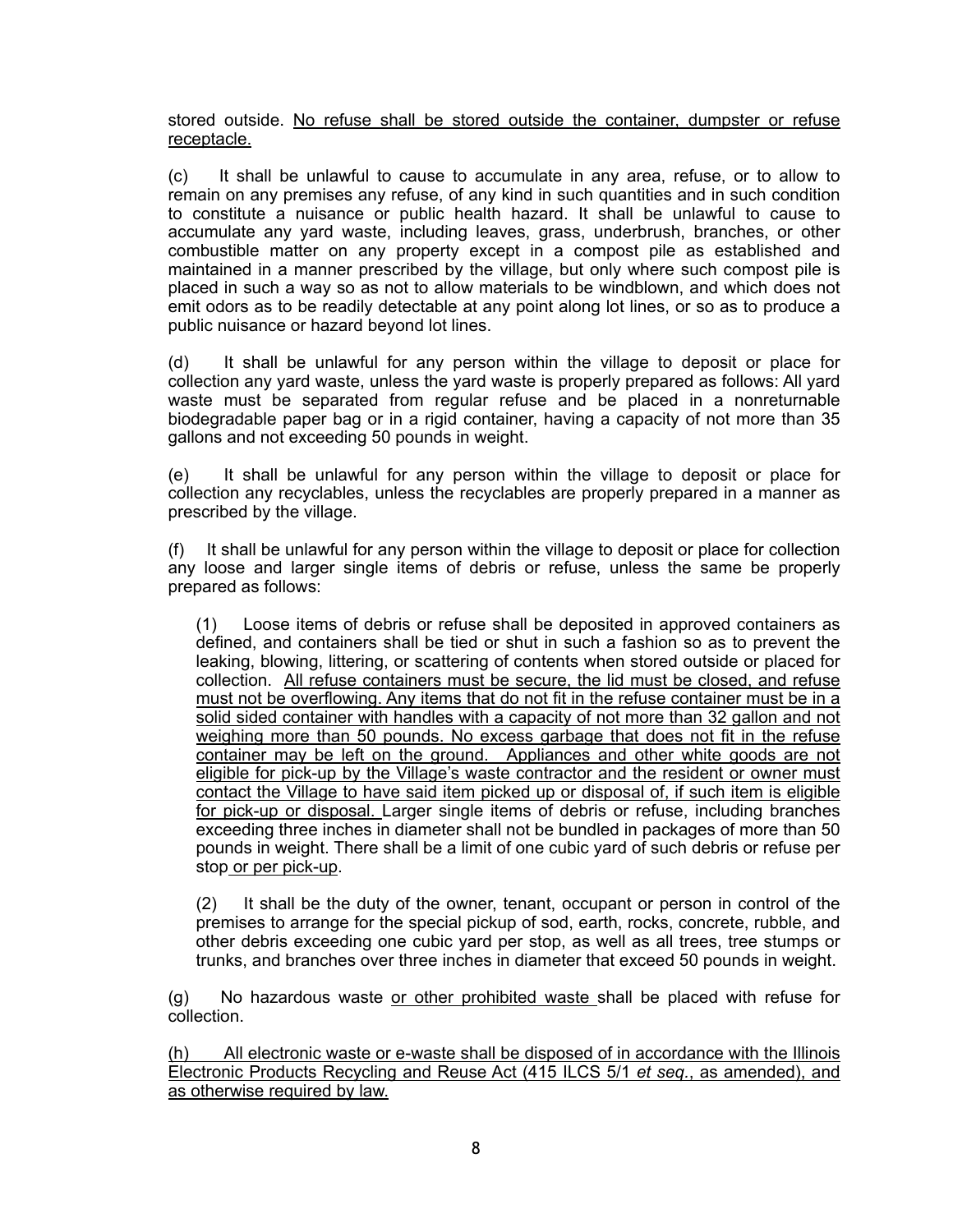stored outside. No refuse shall be stored outside the container, dumpster or refuse receptacle.

(c) It shall be unlawful to cause to accumulate in any area, refuse, or to allow to remain on any premises any refuse, of any kind in such quantities and in such condition to constitute a nuisance or public health hazard. It shall be unlawful to cause to accumulate any yard waste, including leaves, grass, underbrush, branches, or other combustible matter on any property except in a compost pile as established and maintained in a manner prescribed by the village, but only where such compost pile is placed in such a way so as not to allow materials to be windblown, and which does not emit odors as to be readily detectable at any point along lot lines, or so as to produce a public nuisance or hazard beyond lot lines.

(d) It shall be unlawful for any person within the village to deposit or place for collection any yard waste, unless the yard waste is properly prepared as follows: All yard waste must be separated from regular refuse and be placed in a nonreturnable biodegradable paper bag or in a rigid container, having a capacity of not more than 35 gallons and not exceeding 50 pounds in weight.

(e) It shall be unlawful for any person within the village to deposit or place for collection any recyclables, unless the recyclables are properly prepared in a manner as prescribed by the village.

(f) It shall be unlawful for any person within the village to deposit or place for collection any loose and larger single items of debris or refuse, unless the same be properly prepared as follows:

(1) Loose items of debris or refuse shall be deposited in approved containers as defined, and containers shall be tied or shut in such a fashion so as to prevent the leaking, blowing, littering, or scattering of contents when stored outside or placed for collection. All refuse containers must be secure, the lid must be closed, and refuse must not be overflowing. Any items that do not fit in the refuse container must be in a solid sided container with handles with a capacity of not more than 32 gallon and not weighing more than 50 pounds. No excess garbage that does not fit in the refuse container may be left on the ground. Appliances and other white goods are not eligible for pick-up by the Village's waste contractor and the resident or owner must contact the Village to have said item picked up or disposal of, if such item is eligible for pick-up or disposal. Larger single items of debris or refuse, including branches exceeding three inches in diameter shall not be bundled in packages of more than 50 pounds in weight. There shall be a limit of one cubic yard of such debris or refuse per stop or per pick-up.

(2) It shall be the duty of the owner, tenant, occupant or person in control of the premises to arrange for the special pickup of sod, earth, rocks, concrete, rubble, and other debris exceeding one cubic yard per stop, as well as all trees, tree stumps or trunks, and branches over three inches in diameter that exceed 50 pounds in weight.

(g) No hazardous waste or other prohibited waste shall be placed with refuse for collection.

(h) All electronic waste or e-waste shall be disposed of in accordance with the Illinois Electronic Products Recycling and Reuse Act (415 ILCS 5/1 *et seq.*, as amended), and as otherwise required by law.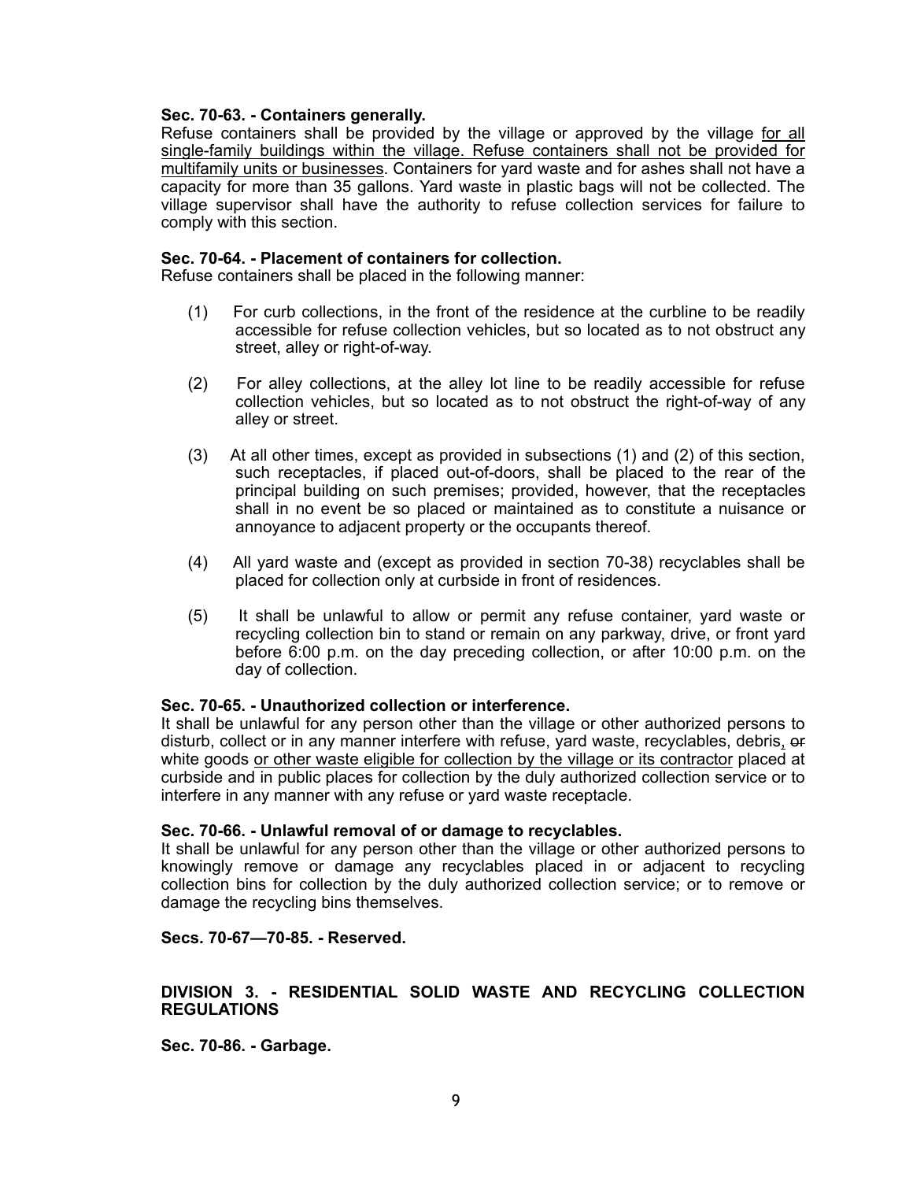**Sec. 70-63. - Containers generally.**

Refuse containers shall be provided by the village or approved by the village <u>for all single-family buildings within the village. Refuse containers shall not be provided for multifamily units or businesses</u>. Containers for yard waste and for ashes shall not have a capacity for more than 35 gallons. Yard waste in plastic bags will not be collected. The village supervisor shall have the authority to refuse collection services for failure to comply with this section.

**Sec. 70-64. - Placement of containers for collection.**

Refuse containers shall be placed in the following manner:

(1) For curb collections, in the front of the residence at the curbline to be readily accessible for refuse collection vehicles, but so located as to not obstruct any street, alley or right-of-way.

(2) For alley collections, at the alley lot line to be readily accessible for refuse collection vehicles, but so located as to not obstruct the right-of-way of any alley or street.

(3) At all other times, except as provided in subsections (1) and (2) of this section, such receptacles, if placed out-of-doors, shall be placed to the rear of the principal building on such premises; provided, however, that the receptacles shall in no event be so placed or maintained as to constitute a nuisance or annoyance to adjacent property or the occupants thereof.

(4) All yard waste and (except as provided in section 70-38) recyclables shall be placed for collection only at curbside in front of residences.

(5) It shall be unlawful to allow or permit any refuse container, yard waste or recycling collection bin to stand or remain on any parkway, drive, or front yard before 6:00 p.m. on the day preceding collection, or after 10:00 p.m. on the day of collection.

**Sec. 70-65. - Unauthorized collection or interference.**

It shall be unlawful for any person other than the village or other authorized persons to disturb, collect or in any manner interfere with refuse, yard waste, recyclables, debris<u>,</u> ~~or~~ white goods <u>or other waste eligible for collection by the village or its contractor</u> placed at curbside and in public places for collection by the duly authorized collection service or to interfere in any manner with any refuse or yard waste receptacle.

**Sec. 70-66. - Unlawful removal of or damage to recyclables.**

It shall be unlawful for any person other than the village or other authorized persons to knowingly remove or damage any recyclables placed in or adjacent to recycling collection bins for collection by the duly authorized collection service; or to remove or damage the recycling bins themselves.

**Secs. 70-67—70-85. - Reserved.**

**DIVISION 3. - RESIDENTIAL SOLID WASTE AND RECYCLING COLLECTION REGULATIONS**

**Sec. 70-86. - Garbage.**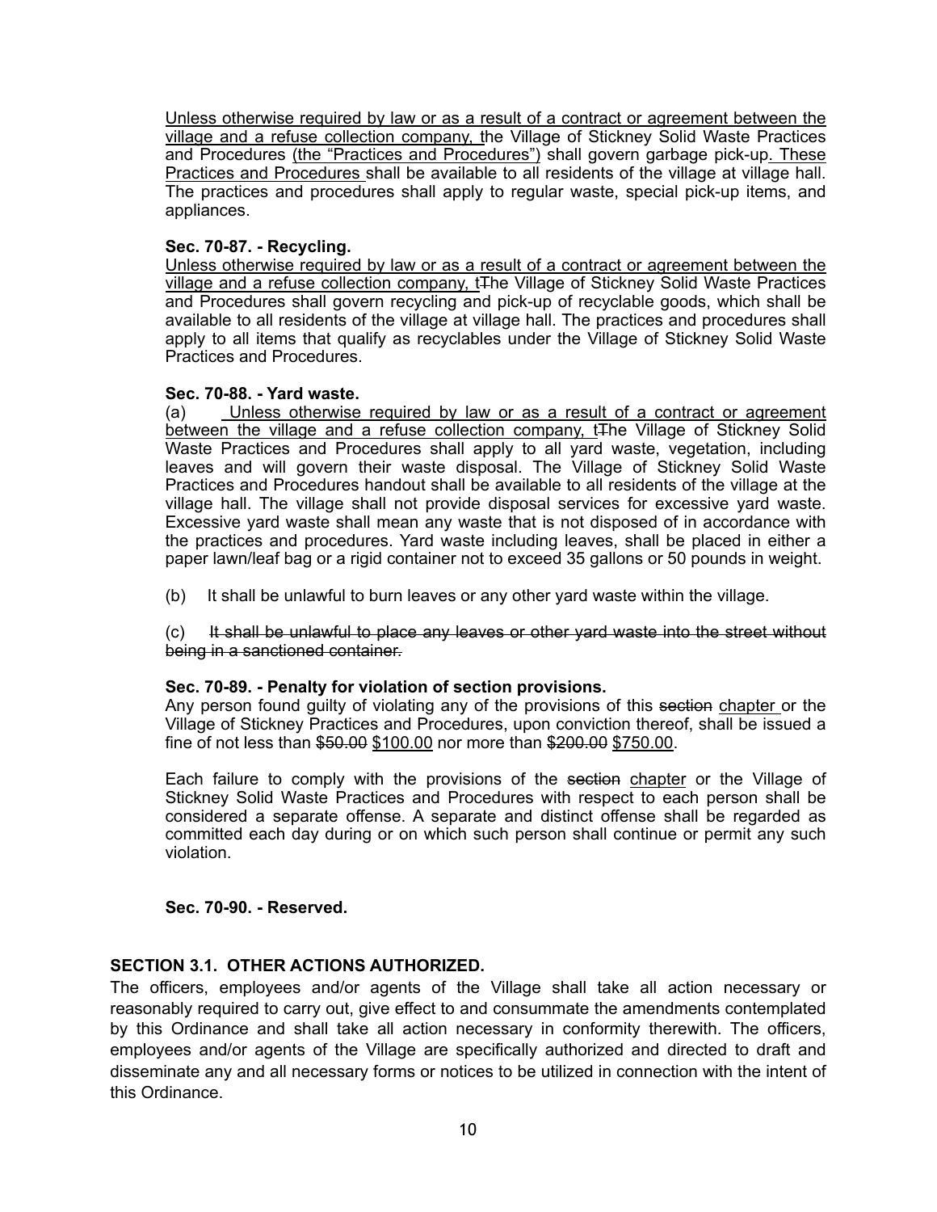Unless otherwise required by law or as a result of a contract or agreement between the village and a refuse collection company, the Village of Stickney Solid Waste Practices and Procedures (the "Practices and Procedures") shall govern garbage pick-up. These Practices and Procedures shall be available to all residents of the village at village hall. The practices and procedures shall apply to regular waste, special pick-up items, and appliances.

**Sec. 70-87. - Recycling.**

Unless otherwise required by law or as a result of a contract or agreement between the village and a refuse collection company, tThe Village of Stickney Solid Waste Practices and Procedures shall govern recycling and pick-up of recyclable goods, which shall be available to all residents of the village at village hall. The practices and procedures shall apply to all items that qualify as recyclables under the Village of Stickney Solid Waste Practices and Procedures.

**Sec. 70-88. - Yard waste.**

(a) Unless otherwise required by law or as a result of a contract or agreement between the village and a refuse collection company, tThe Village of Stickney Solid Waste Practices and Procedures shall apply to all yard waste, vegetation, including leaves and will govern their waste disposal. The Village of Stickney Solid Waste Practices and Procedures handout shall be available to all residents of the village at the village hall. The village shall not provide disposal services for excessive yard waste. Excessive yard waste shall mean any waste that is not disposed of in accordance with the practices and procedures. Yard waste including leaves, shall be placed in either a paper lawn/leaf bag or a rigid container not to exceed 35 gallons or 50 pounds in weight.

(b) It shall be unlawful to burn leaves or any other yard waste within the village.

(c) ~~It shall be unlawful to place any leaves or other yard waste into the street without being in a sanctioned container.~~

**Sec. 70-89. - Penalty for violation of section provisions.**

Any person found guilty of violating any of the provisions of this ~~section~~ chapter or the Village of Stickney Practices and Procedures, upon conviction thereof, shall be issued a fine of not less than ~~$50.00~~ $100.00 nor more than ~~$200.00~~ $750.00.

Each failure to comply with the provisions of the ~~section~~ chapter or the Village of Stickney Solid Waste Practices and Procedures with respect to each person shall be considered a separate offense. A separate and distinct offense shall be regarded as committed each day during or on which such person shall continue or permit any such violation.

**Sec. 70-90. - Reserved.**

**SECTION 3.1. OTHER ACTIONS AUTHORIZED.**

The officers, employees and/or agents of the Village shall take all action necessary or reasonably required to carry out, give effect to and consummate the amendments contemplated by this Ordinance and shall take all action necessary in conformity therewith. The officers, employees and/or agents of the Village are specifically authorized and directed to draft and disseminate any and all necessary forms or notices to be utilized in connection with the intent of this Ordinance.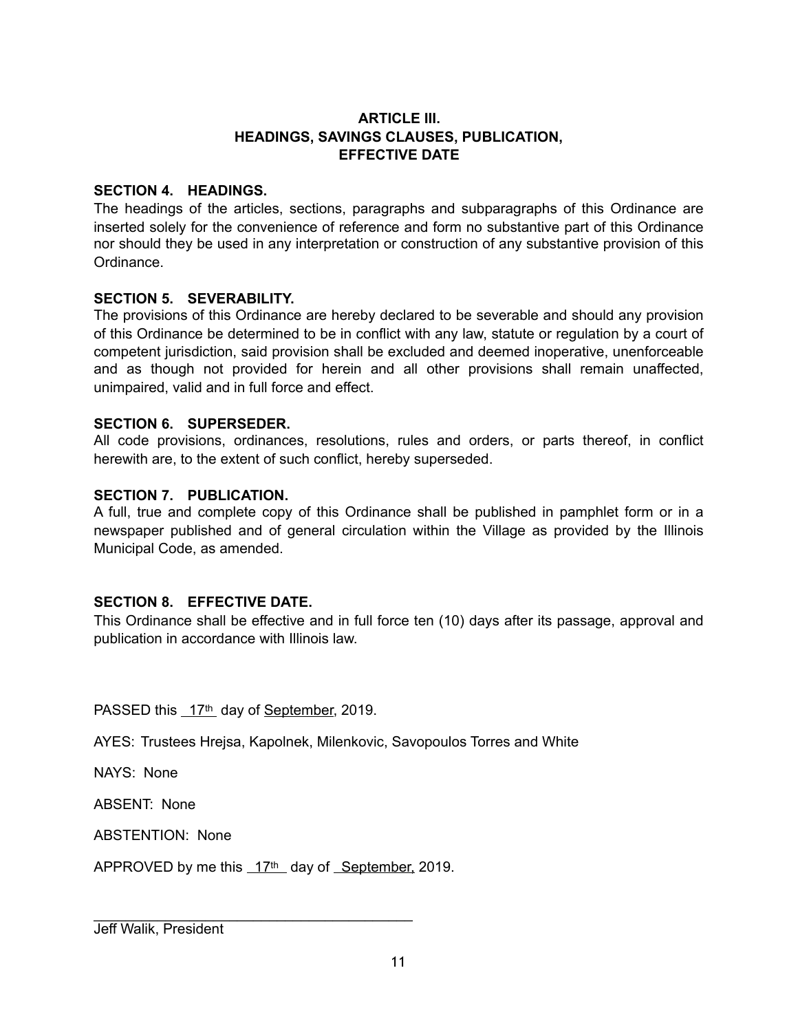## ARTICLE III.
## HEADINGS, SAVINGS CLAUSES, PUBLICATION, EFFECTIVE DATE

**SECTION 4. HEADINGS.**
The headings of the articles, sections, paragraphs and subparagraphs of this Ordinance are inserted solely for the convenience of reference and form no substantive part of this Ordinance nor should they be used in any interpretation or construction of any substantive provision of this Ordinance.

**SECTION 5. SEVERABILITY.**
The provisions of this Ordinance are hereby declared to be severable and should any provision of this Ordinance be determined to be in conflict with any law, statute or regulation by a court of competent jurisdiction, said provision shall be excluded and deemed inoperative, unenforceable and as though not provided for herein and all other provisions shall remain unaffected, unimpaired, valid and in full force and effect.

**SECTION 6. SUPERSEDER.**
All code provisions, ordinances, resolutions, rules and orders, or parts thereof, in conflict herewith are, to the extent of such conflict, hereby superseded.

**SECTION 7. PUBLICATION.**
A full, true and complete copy of this Ordinance shall be published in pamphlet form or in a newspaper published and of general circulation within the Village as provided by the Illinois Municipal Code, as amended.

**SECTION 8. EFFECTIVE DATE.**
This Ordinance shall be effective and in full force ten (10) days after its passage, approval and publication in accordance with Illinois law.

PASSED this 17th day of September, 2019.

AYES: Trustees Hrejsa, Kapolnek, Milenkovic, Savopoulos Torres and White

NAYS: None

ABSENT: None

ABSTENTION: None

APPROVED by me this 17th day of September, 2019.

\_\_\_\_\_\_\_\_\_\_\_\_\_\_\_\_\_\_\_\_\_\_\_\_\_\_\_\_\_\_\_\_\_\_\_\_\_\_\_\_
Jeff Walik, President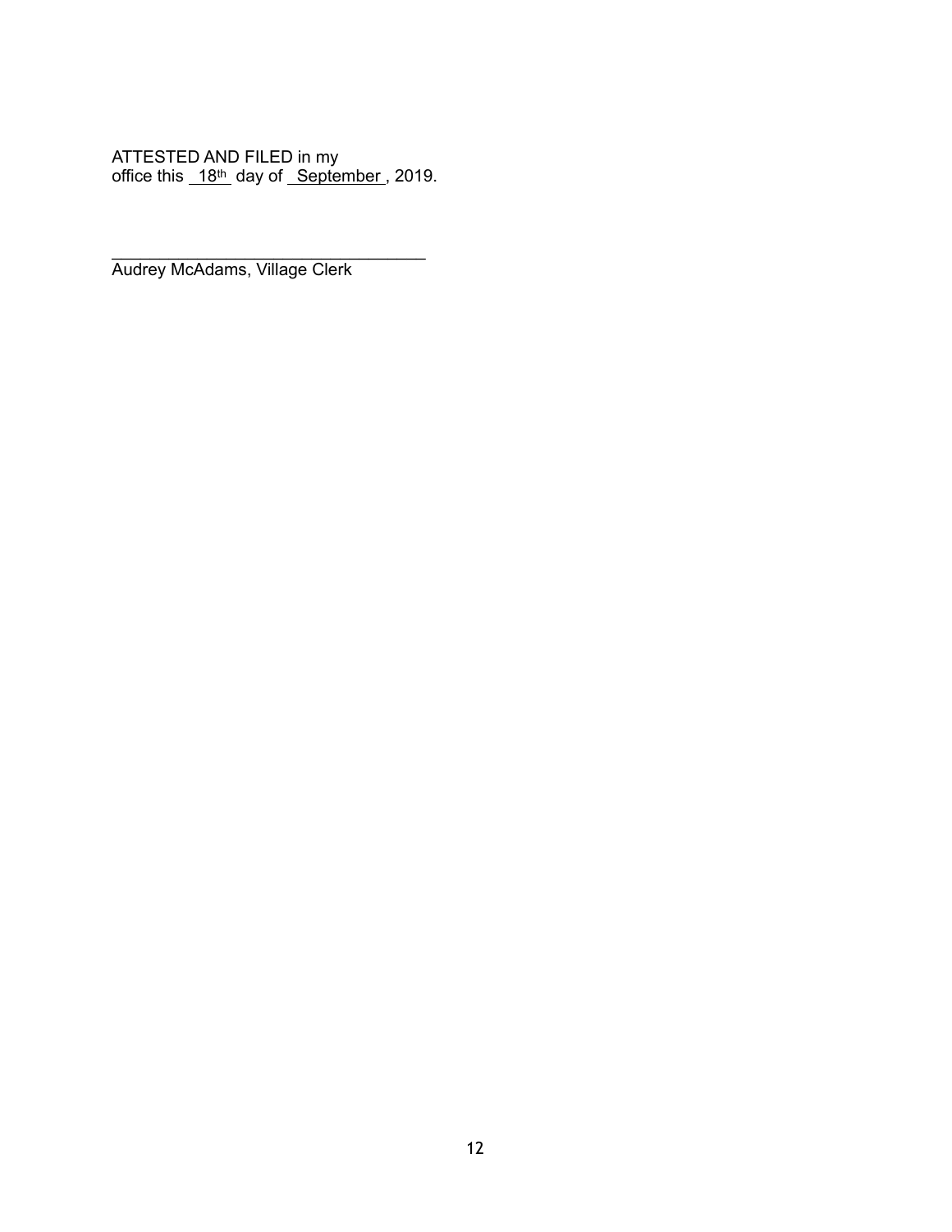ATTESTED AND FILED in my
office this 18th day of September, 2019.

\_\_\_\_\_\_\_\_\_\_\_\_\_\_\_\_\_\_\_\_\_\_\_\_\_\_\_\_\_\_\_\_\_\_

Audrey McAdams, Village Clerk